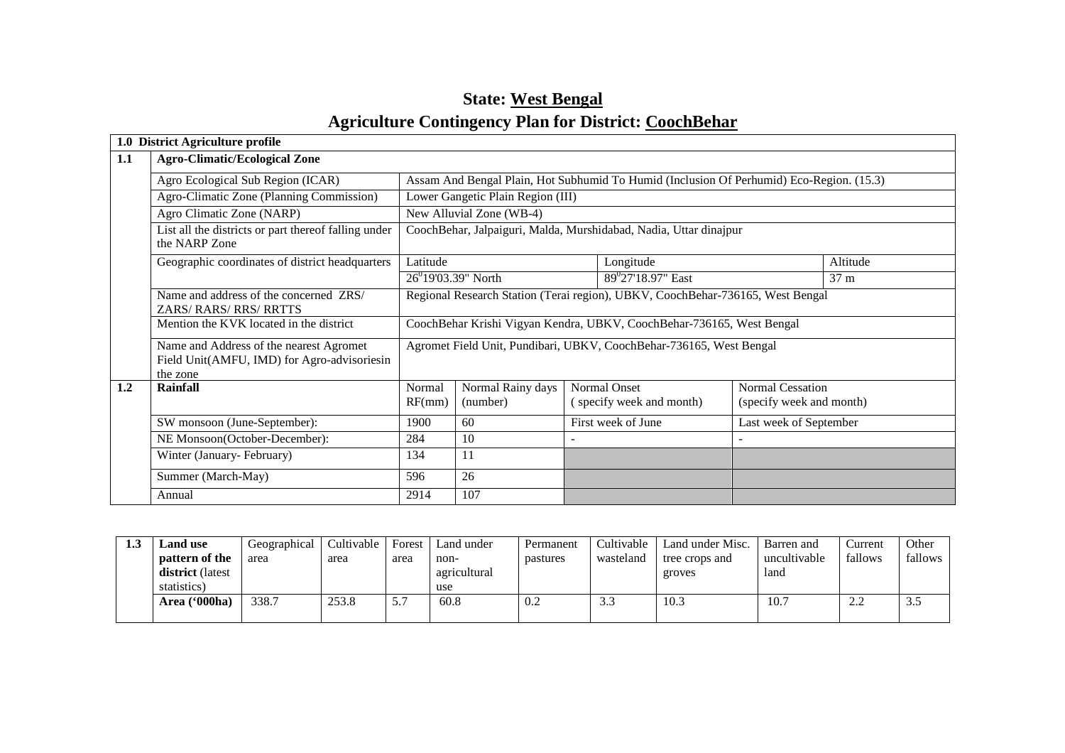# State: West Bengal

# Agriculture Contingency Plan for District: CoochBehar

| 1.0 District Agriculture profile | | | | | | |
|---|---|---|---|---|---|---|
| **1.1** | **Agro-Climatic/Ecological Zone** | | | | | |
| | Agro Ecological Sub Region (ICAR) | Assam And Bengal Plain, Hot Subhumid To Humid (Inclusion Of Perhumid) Eco-Region. (15.3) | | | | |
| | Agro-Climatic Zone (Planning Commission) | Lower Gangetic Plain Region (III) | | | | |
| | Agro Climatic Zone (NARP) | New Alluvial Zone (WB-4) | | | | |
| | List all the districts or part thereof falling under the NARP Zone | CoochBehar, Jalpaiguri, Malda, Murshidabad, Nadia, Uttar dinajpur | | | | |
| | Geographic coordinates of district headquarters | Latitude | | Longitude | | Altitude |
| | | 26°19'03.39" North | | 89°27'18.97" East | | 37 m |
| | Name and address of the concerned ZRS/ ZARS/ RARS/ RRS/ RRTTS | Regional Research Station (Terai region), UBKV, CoochBehar-736165, West Bengal | | | | |
| | Mention the KVK located in the district | CoochBehar Krishi Vigyan Kendra, UBKV, CoochBehar-736165, West Bengal | | | | |
| | Name and Address of the nearest Agromet Field Unit(AMFU, IMD) for Agro-advisoriesin the zone | Agromet Field Unit, Pundibari, UBKV, CoochBehar-736165, West Bengal | | | | |
| **1.2** | **Rainfall** | Normal RF(mm) | Normal Rainy days (number) | Normal Onset ( specify week and month) | Normal Cessation (specify week and month) | |
| | SW monsoon (June-September): | 1900 | 60 | First week of June | Last week of September | |
| | NE Monsoon(October-December): | 284 | 10 | - | - | |
| | Winter (January- February) | 134 | 11 | | | |
| | Summer (March-May) | 596 | 26 | | | |
| | Annual | 2914 | 107 | | | |

| 1.3 | Land use pattern of the district (latest statistics) | Geographical area | Cultivable area | Forest area | Land under non-agricultural use | Permanent pastures | Cultivable wasteland | Land under Misc. tree crops and groves | Barren and uncultivable land | Current fallows | Other fallows |
|---|---|---|---|---|---|---|---|---|---|---|---|
| | **Area ('000ha)** | 338.7 | 253.8 | 5.7 | 60.8 | 0.2 | 3.3 | 10.3 | 10.7 | 2.2 | 3.5 |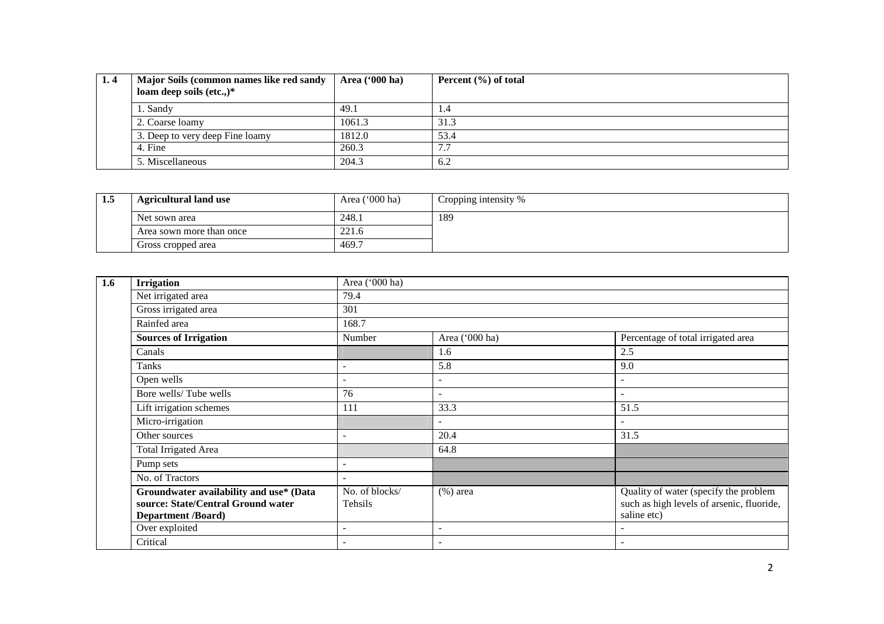| 1. 4 | Major Soils (common names like red sandy loam deep soils (etc.,)* | Area ('000 ha) | Percent (%) of total |
|---|---|---|---|
| | 1. Sandy | 49.1 | 1.4 |
| | 2. Coarse loamy | 1061.3 | 31.3 |
| | 3. Deep to very deep Fine loamy | 1812.0 | 53.4 |
| | 4. Fine | 260.3 | 7.7 |
| | 5. Miscellaneous | 204.3 | 6.2 |

| 1.5 | Agricultural land use | Area ('000 ha) | Cropping intensity % |
|---|---|---|---|
| | Net sown area | 248.1 | 189 |
| | Area sown more than once | 221.6 | |
| | Gross cropped area | 469.7 | |

| 1.6 | Irrigation | Area ('000 ha) | | |
|---|---|---|---|---|
| | Net irrigated area | 79.4 | | |
| | Gross irrigated area | 301 | | |
| | Rainfed area | 168.7 | | |
| | **Sources of Irrigation** | Number | Area ('000 ha) | Percentage of total irrigated area |
| | Canals | | 1.6 | 2.5 |
| | Tanks | - | 5.8 | 9.0 |
| | Open wells | - | - | - |
| | Bore wells/ Tube wells | 76 | - | - |
| | Lift irrigation schemes | 111 | 33.3 | 51.5 |
| | Micro-irrigation | | - | - |
| | Other sources | - | 20.4 | 31.5 |
| | Total Irrigated Area | | 64.8 | |
| | Pump sets | - | | |
| | No. of Tractors | - | | |
| | **Groundwater availability and use* (Data source: State/Central Ground water Department /Board)** | No. of blocks/ Tehsils | (%) area | Quality of water (specify the problem such as high levels of arsenic, fluoride, saline etc) |
| | Over exploited | - | - | - |
| | Critical | - | - | - |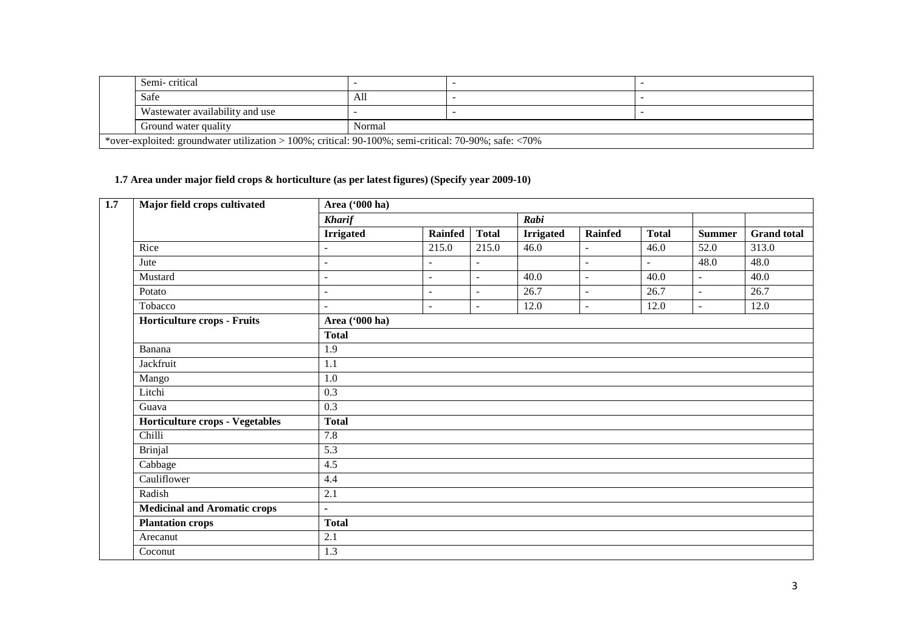| | | | | |
|---|---|---|---|---|
| | Semi- critical | - | - | - |
| | Safe | All | - | - |
| | Wastewater availability and use | - | - | - |
| | Ground water quality | Normal | | |
| *over-exploited: groundwater utilization > 100%; critical: 90-100%; semi-critical: 70-90%; safe: <70% | | | | |

**1.7 Area under major field crops & horticulture (as per latest figures) (Specify year 2009-10)**

| 1.7 | Major field crops cultivated | Area ('000 ha) | | | | | | | |
|---|---|---|---|---|---|---|---|---|---|
| | | *Kharif* | | | *Rabi* | | | | |
| | | **Irrigated** | **Rainfed** | **Total** | **Irrigated** | **Rainfed** | **Total** | **Summer** | **Grand total** |
| | Rice | - | 215.0 | 215.0 | 46.0 | - | 46.0 | 52.0 | 313.0 |
| | Jute | - | - | - | | - | - | 48.0 | 48.0 |
| | Mustard | - | - | - | 40.0 | - | 40.0 | - | 40.0 |
| | Potato | - | - | - | 26.7 | - | 26.7 | - | 26.7 |
| | Tobacco | - | - | - | 12.0 | - | 12.0 | - | 12.0 |
| | **Horticulture crops - Fruits** | **Area ('000 ha)** | | | | | | | |
| | | **Total** | | | | | | | |
| | Banana | 1.9 | | | | | | | |
| | Jackfruit | 1.1 | | | | | | | |
| | Mango | 1.0 | | | | | | | |
| | Litchi | 0.3 | | | | | | | |
| | Guava | 0.3 | | | | | | | |
| | **Horticulture crops - Vegetables** | **Total** | | | | | | | |
| | Chilli | 7.8 | | | | | | | |
| | Brinjal | 5.3 | | | | | | | |
| | Cabbage | 4.5 | | | | | | | |
| | Cauliflower | 4.4 | | | | | | | |
| | Radish | 2.1 | | | | | | | |
| | **Medicinal and Aromatic crops** | - | | | | | | | |
| | **Plantation crops** | **Total** | | | | | | | |
| | Arecanut | 2.1 | | | | | | | |
| | Coconut | 1.3 | | | | | | | |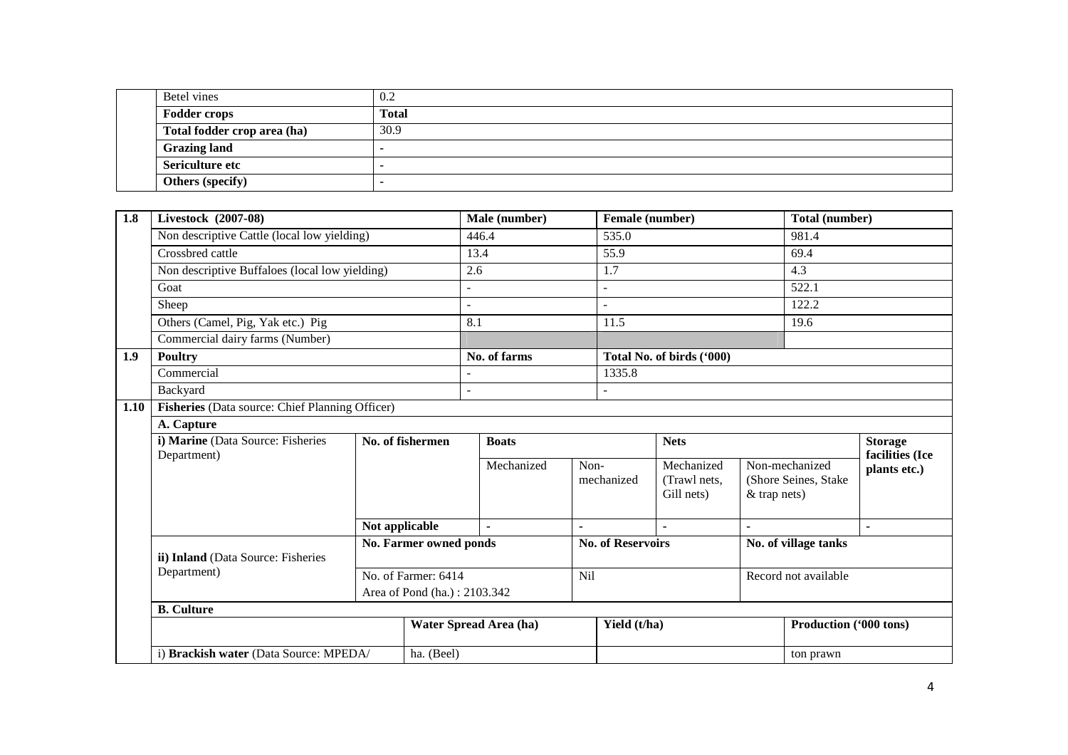| | | |
|---|---|---|
| | Betel vines | 0.2 |
| | **Fodder crops** | **Total** |
| | **Total fodder crop area (ha)** | 30.9 |
| | **Grazing land** | - |
| | **Sericulture etc** | - |
| | **Others (specify)** | - |

| | | | | | | | | | |
|---|---|---|---|---|---|---|---|---|---|
| **1.8** | **Livestock (2007-08)** | | | **Male (number)** | | **Female (number)** | | **Total (number)** | |
| | Non descriptive Cattle (local low yielding) | | | 446.4 | | 535.0 | | 981.4 | |
| | Crossbred cattle | | | 13.4 | | 55.9 | | 69.4 | |
| | Non descriptive Buffaloes (local low yielding) | | | 2.6 | | 1.7 | | 4.3 | |
| | Goat | | | - | | - | | 522.1 | |
| | Sheep | | | - | | - | | 122.2 | |
| | Others (Camel, Pig, Yak etc.) Pig | | | 8.1 | | 11.5 | | 19.6 | |
| | Commercial dairy farms (Number) | | | | | | | | |
| **1.9** | **Poultry** | | | **No. of farms** | | **Total No. of birds ('000)** | | | |
| | Commercial | | | - | | 1335.8 | | | |
| | Backyard | | | - | | - | | | |
| **1.10** | **Fisheries** (Data source: Chief Planning Officer) | | | | | | | | |
| | **A. Capture** | | | | | | | | |
| | **i) Marine** (Data Source: Fisheries Department) | **No. of fishermen** | | **Boats** | | | **Nets** | | **Storage facilities (Ice plants etc.)** |
| | | | | Mechanized | Non-mechanized | | Mechanized (Trawl nets, Gill nets) | Non-mechanized (Shore Seines, Stake & trap nets) | |
| | | **Not applicable** | | - | - | | - | - | - |
| | **ii) Inland** (Data Source: Fisheries Department) | **No. Farmer owned ponds** | | | **No. of Reservoirs** | | | **No. of village tanks** | |
| | | No. of Farmer: 6414<br>Area of Pond (ha.) : 2103.342 | | | Nil | | | Record not available | |
| | **B. Culture** | | | | | | | | |
| | | | **Water Spread Area (ha)** | | | **Yield (t/ha)** | | **Production ('000 tons)** | |
| | i) **Brackish water** (Data Source: MPEDA/ | | ha. (Beel) | | | | | ton prawn | |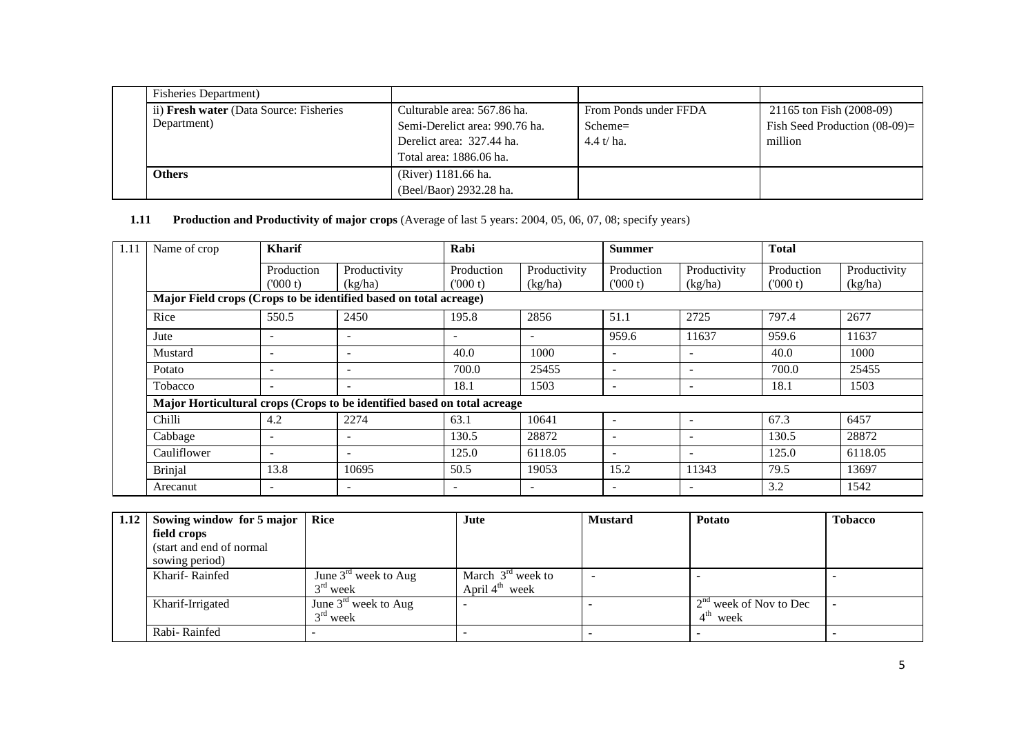| | Fisheries Department) | | | |
|---|---|---|---|---|
| | ii) **Fresh water** (Data Source: Fisheries Department) | Culturable area: 567.86 ha.<br>Semi-Derelict area: 990.76 ha.<br>Derelict area: 327.44 ha.<br>Total area: 1886.06 ha. | From Ponds under FFDA Scheme=<br>4.4 t/ ha. | 21165 ton Fish (2008-09)<br>Fish Seed Production (08-09)= million |
| | **Others** | (River) 1181.66 ha.<br>(Beel/Baor) 2932.28 ha. | | |

**1.11 Production and Productivity of major crops** (Average of last 5 years: 2004, 05, 06, 07, 08; specify years)

| 1.11 | Name of crop | Kharif | | Rabi | | Summer | | Total | |
|---|---|---|---|---|---|---|---|---|---|
| | | Production ('000 t) | Productivity (kg/ha) | Production ('000 t) | Productivity (kg/ha) | Production ('000 t) | Productivity (kg/ha) | Production ('000 t) | Productivity (kg/ha) |
| | **Major Field crops (Crops to be identified based on total acreage)** | | | | | | | | |
| | Rice | 550.5 | 2450 | 195.8 | 2856 | 51.1 | 2725 | 797.4 | 2677 |
| | Jute | - | - | - | - | 959.6 | 11637 | 959.6 | 11637 |
| | Mustard | - | - | 40.0 | 1000 | - | - | 40.0 | 1000 |
| | Potato | - | - | 700.0 | 25455 | - | - | 700.0 | 25455 |
| | Tobacco | - | - | 18.1 | 1503 | - | - | 18.1 | 1503 |
| | **Major Horticultural crops (Crops to be identified based on total acreage** | | | | | | | | |
| | Chilli | 4.2 | 2274 | 63.1 | 10641 | - | - | 67.3 | 6457 |
| | Cabbage | - | - | 130.5 | 28872 | - | - | 130.5 | 28872 |
| | Cauliflower | - | - | 125.0 | 6118.05 | - | - | 125.0 | 6118.05 |
| | Brinjal | 13.8 | 10695 | 50.5 | 19053 | 15.2 | 11343 | 79.5 | 13697 |
| | Arecanut | - | - | - | - | - | - | 3.2 | 1542 |

| 1.12 | Sowing window for 5 major field crops (start and end of normal sowing period) | Rice | Jute | Mustard | Potato | Tobacco |
|---|---|---|---|---|---|---|
| | Kharif- Rainfed | June 3rd week to Aug 3rd week | March 3rd week to April 4th week | - | - | - |
| | Kharif-Irrigated | June 3rd week to Aug 3rd week | - | - | 2nd week of Nov to Dec 4th week | - |
| | Rabi- Rainfed | - | - | - | - | - |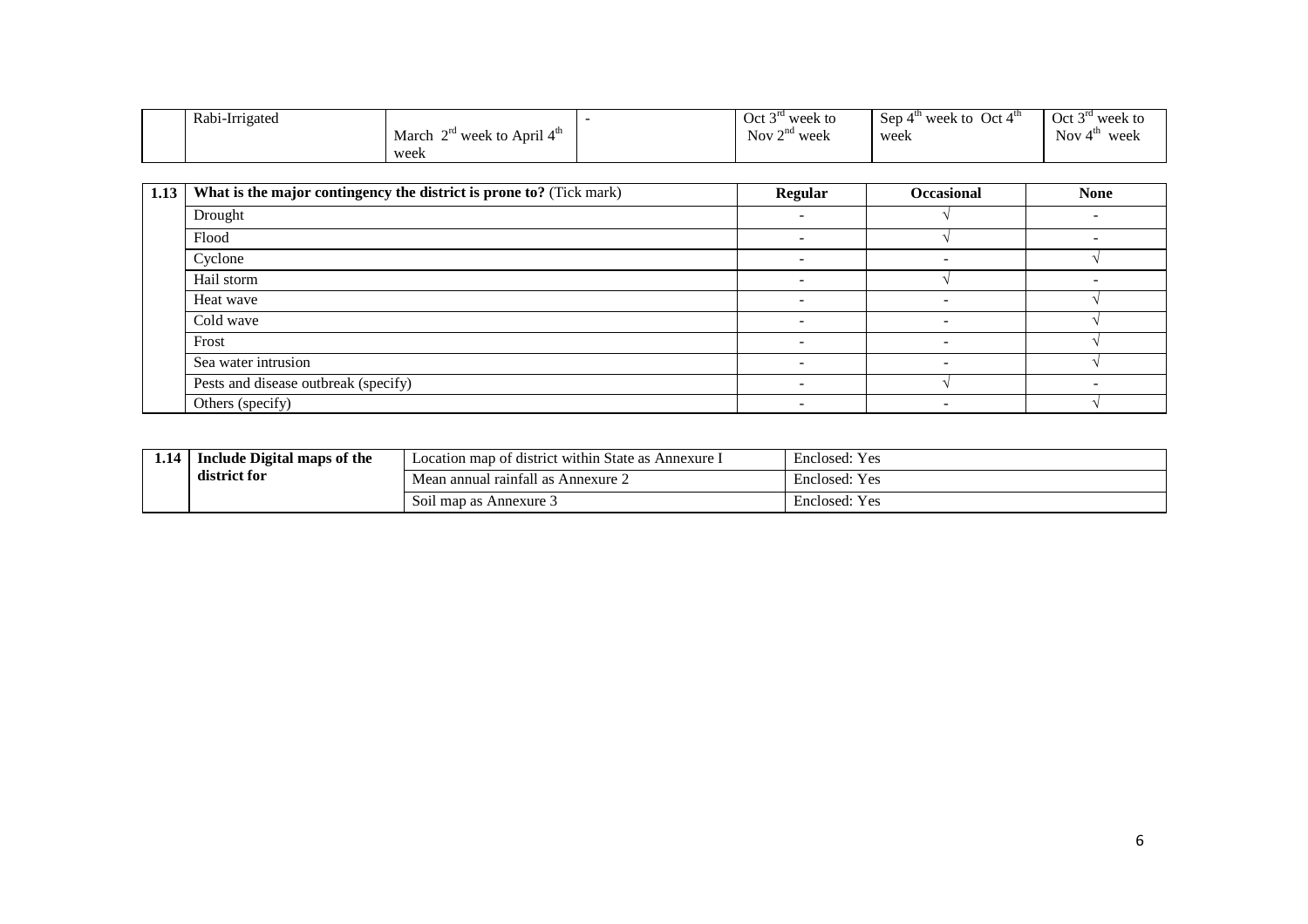|  | Rabi-Irrigated | March 2nd week to April 4th week | - | Oct 3rd week to Nov 2nd week | Sep 4th week to Oct 4th week | Oct 3rd week to Nov 4th week |
|---|---|---|---|---|---|---|

| 1.13 | **What is the major contingency the district is prone to?** (Tick mark) | **Regular** | **Occasional** | **None** |
|---|---|---|---|---|
|  | Drought | - | √ | - |
|  | Flood | - | √ | - |
|  | Cyclone | - | - | √ |
|  | Hail storm | - | √ | - |
|  | Heat wave | - | - | √ |
|  | Cold wave | - | - | √ |
|  | Frost | - | - | √ |
|  | Sea water intrusion | - | - | √ |
|  | Pests and disease outbreak (specify) | - | √ | - |
|  | Others (specify) | - | - | √ |

| 1.14 | **Include Digital maps of the district for** | Location map of district within State as Annexure I | Enclosed: Yes |
|---|---|---|---|
|  |  | Mean annual rainfall as Annexure 2 | Enclosed: Yes |
|  |  | Soil map as Annexure 3 | Enclosed: Yes |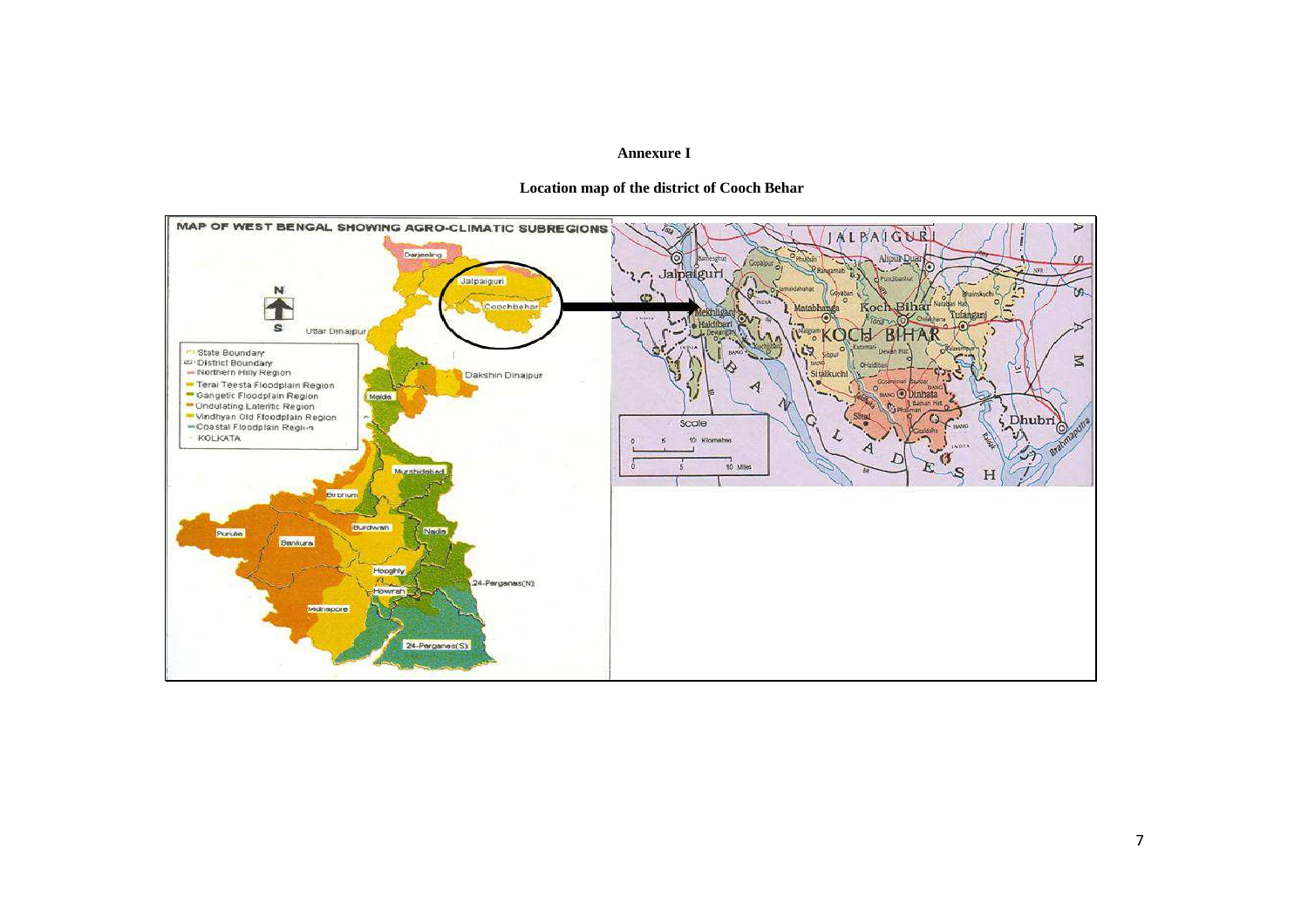**Annexure I**

**Location map of the district of Cooch Behar**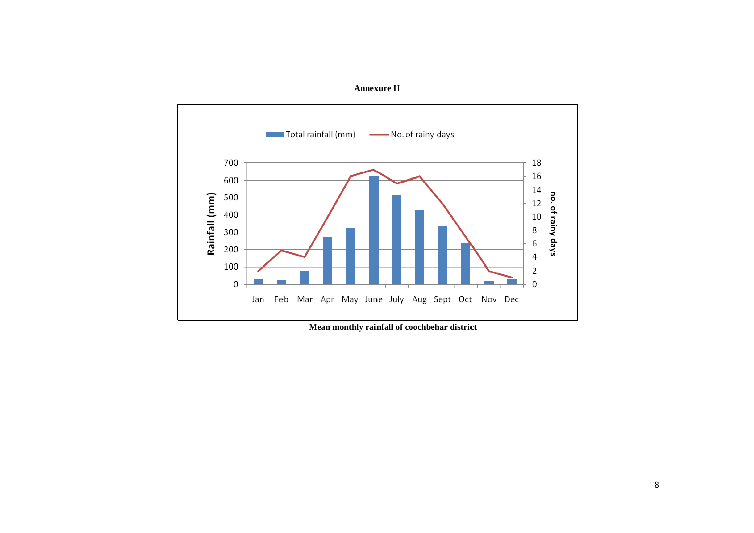**Annexure II**

Total rainfall (mm) — No. of rainy days

Rainfall (mm): 0, 100, 200, 300, 400, 500, 600, 700

no. of rainy days: 0, 2, 4, 6, 8, 10, 12, 14, 16, 18

Jan Feb Mar Apr May June July Aug Sept Oct Nov Dec

**Mean monthly rainfall of coochbehar district**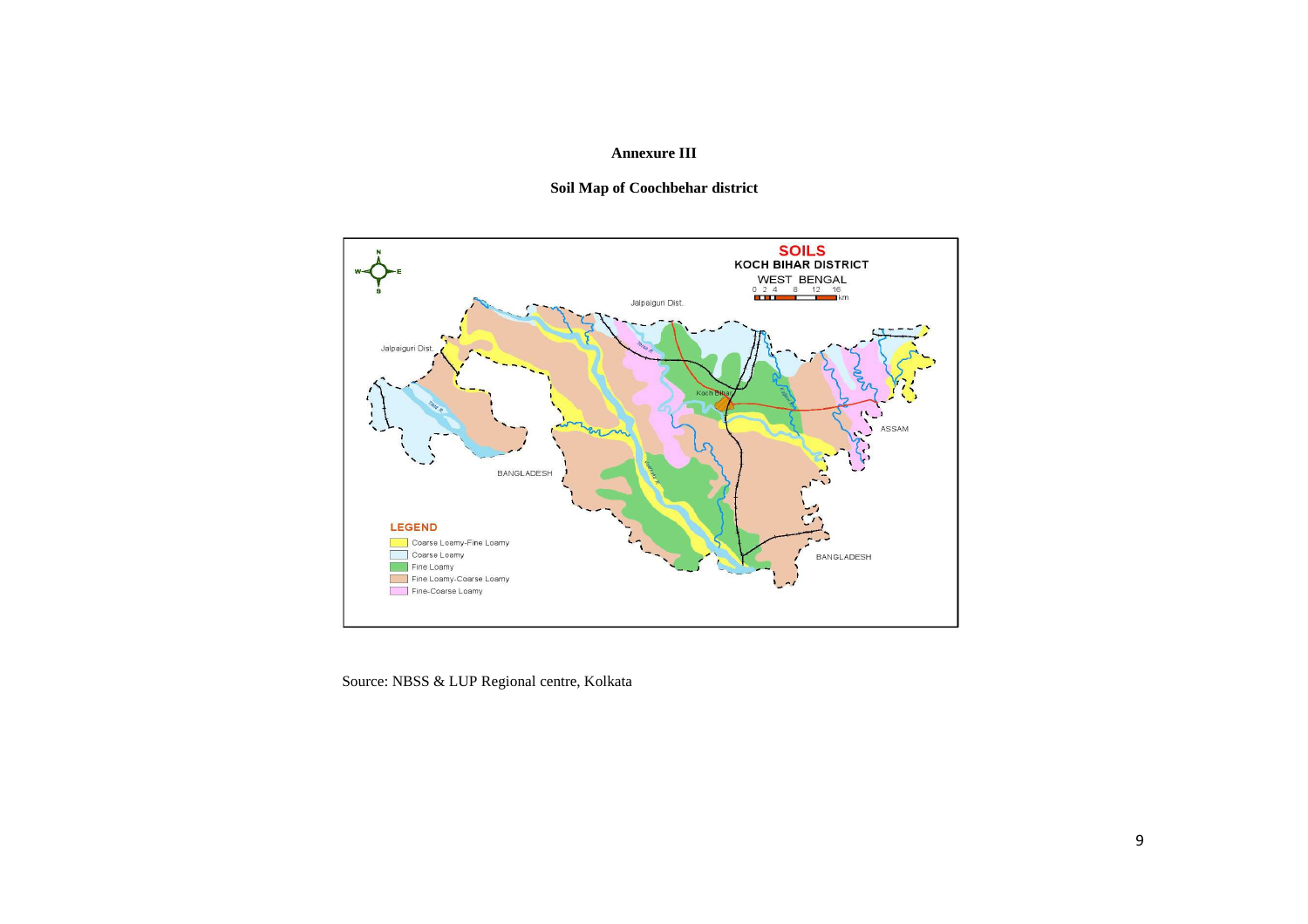**Annexure III**

**Soil Map of Coochbehar district**

Source: NBSS & LUP Regional centre, Kolkata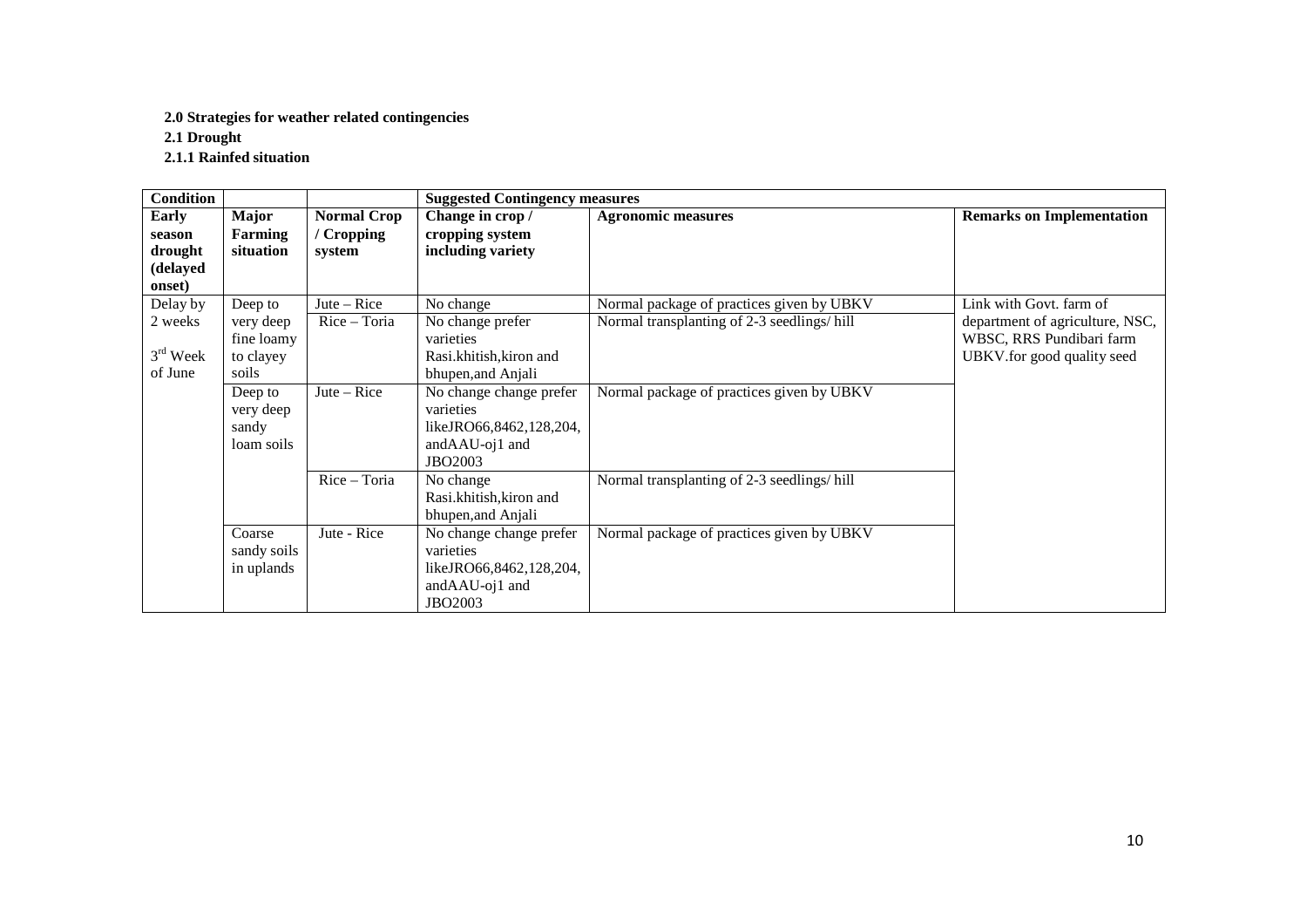**2.0 Strategies for weather related contingencies**

**2.1 Drought**

**2.1.1 Rainfed situation**

| **Condition** | | | **Suggested Contingency measures** | | |
|---|---|---|---|---|---|
| **Early season drought (delayed onset)** | **Major Farming situation** | **Normal Crop / Cropping system** | **Change in crop / cropping system including variety** | **Agronomic measures** | **Remarks on Implementation** |
| Delay by 2 weeks 3rd Week of June | Deep to very deep fine loamy to clayey soils | Jute – Rice | No change | Normal package of practices given by UBKV | Link with Govt. farm of department of agriculture, NSC, WBSC, RRS Pundibari farm UBKV.for good quality seed |
| | | Rice – Toria | No change prefer varieties Rasi.khitish,kiron and bhupen,and Anjali | Normal transplanting of 2-3 seedlings/ hill | |
| | Deep to very deep sandy loam soils | Jute – Rice | No change change prefer varieties likeJRO66,8462,128,204, andAAU-oj1 and JBO2003 | Normal package of practices given by UBKV | |
| | | Rice – Toria | No change Rasi.khitish,kiron and bhupen,and Anjali | Normal transplanting of 2-3 seedlings/ hill | |
| | Coarse sandy soils in uplands | Jute - Rice | No change change prefer varieties likeJRO66,8462,128,204, andAAU-oj1 and JBO2003 | Normal package of practices given by UBKV | |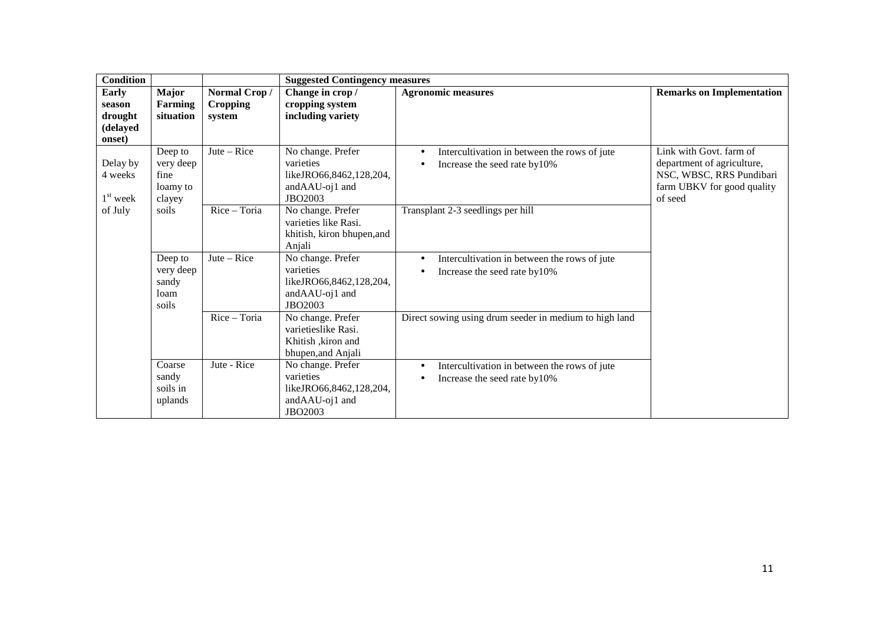| Condition | | | Suggested Contingency measures | | |
|---|---|---|---|---|---|
| **Early season drought (delayed onset)** | **Major Farming situation** | **Normal Crop / Cropping system** | **Change in crop / cropping system including variety** | **Agronomic measures** | **Remarks on Implementation** |
| Delay by 4 weeks 1st week of July | Deep to very deep fine loamy to clayey soils | Jute – Rice | No change. Prefer varieties likeJRO66,8462,128,204, andAAU-oj1 and JBO2003 | • Intercultivation in between the rows of jute<br>• Increase the seed rate by10% | Link with Govt. farm of department of agriculture, NSC, WBSC, RRS Pundibari farm UBKV for good quality of seed |
| | | Rice – Toria | No change. Prefer varieties like Rasi. khitish, kiron bhupen,and Anjali | Transplant 2-3 seedlings per hill | |
| | Deep to very deep sandy loam soils | Jute – Rice | No change. Prefer varieties likeJRO66,8462,128,204, andAAU-oj1 and JBO2003 | • Intercultivation in between the rows of jute<br>• Increase the seed rate by10% | |
| | | Rice – Toria | No change. Prefer varietieslike Rasi. Khitish ,kiron and bhupen,and Anjali | Direct sowing using drum seeder in medium to high land | |
| | Coarse sandy soils in uplands | Jute - Rice | No change. Prefer varieties likeJRO66,8462,128,204, andAAU-oj1 and JBO2003 | • Intercultivation in between the rows of jute<br>• Increase the seed rate by10% | |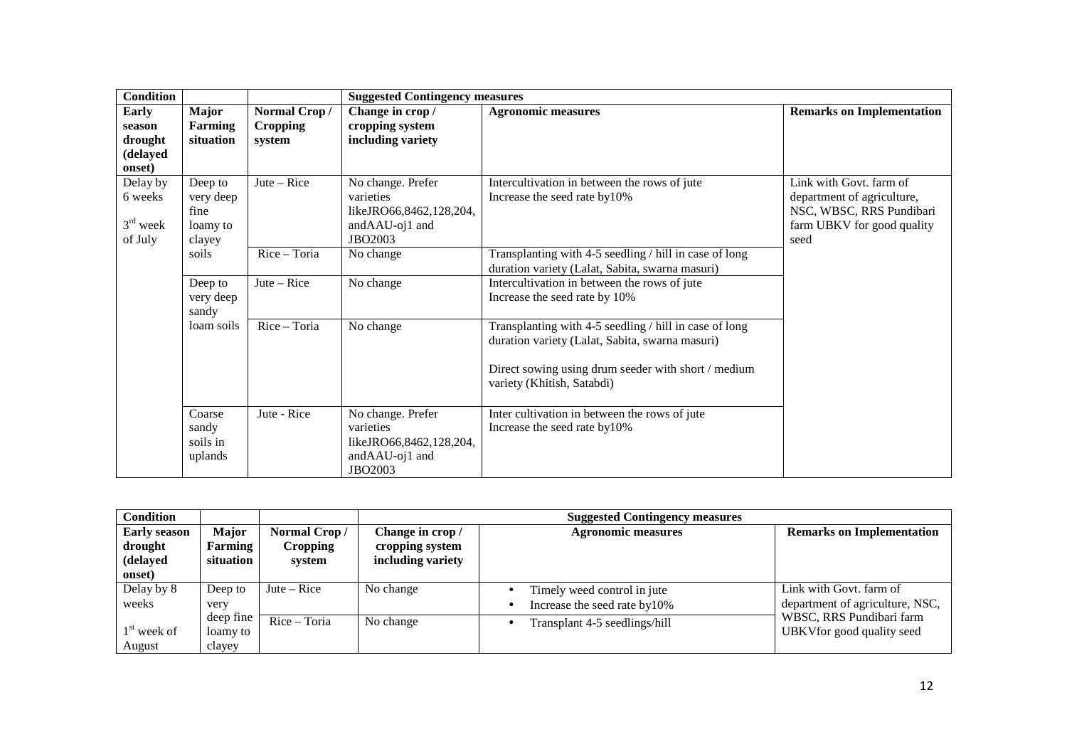| Condition | | | Suggested Contingency measures | | |
|---|---|---|---|---|---|
| **Early season drought (delayed onset)** | **Major Farming situation** | **Normal Crop / Cropping system** | **Change in crop / cropping system including variety** | **Agronomic measures** | **Remarks on Implementation** |
| Delay by 6 weeks<br><br>3rd week of July | Deep to very deep fine loamy to clayey soils | Jute – Rice | No change. Prefer varieties likeJRO66,8462,128,204, andAAU-oj1 and JBO2003 | Intercultivation in between the rows of jute<br>Increase the seed rate by10% | Link with Govt. farm of department of agriculture, NSC, WBSC, RRS Pundibari farm UBKV for good quality seed |
| | | Rice – Toria | No change | Transplanting with 4-5 seedling / hill in case of long duration variety (Lalat, Sabita, swarna masuri) | |
| | Deep to very deep sandy loam soils | Jute – Rice | No change | Intercultivation in between the rows of jute<br>Increase the seed rate by 10% | |
| | | Rice – Toria | No change | Transplanting with 4-5 seedling / hill in case of long duration variety (Lalat, Sabita, swarna masuri)<br><br>Direct sowing using drum seeder with short / medium variety (Khitish, Satabdi) | |
| | Coarse sandy soils in uplands | Jute - Rice | No change. Prefer varieties likeJRO66,8462,128,204, andAAU-oj1 and JBO2003 | Inter cultivation in between the rows of jute<br>Increase the seed rate by10% | |

| Condition | | | Suggested Contingency measures | | |
|---|---|---|---|---|---|
| **Early season drought (delayed onset)** | **Major Farming situation** | **Normal Crop / Cropping system** | **Change in crop / cropping system including variety** | **Agronomic measures** | **Remarks on Implementation** |
| Delay by 8 weeks<br><br>1st week of August | Deep to very deep fine loamy to clayey | Jute – Rice | No change | • Timely weed control in jute<br>• Increase the seed rate by10% | Link with Govt. farm of department of agriculture, NSC, WBSC, RRS Pundibari farm UBKVfor good quality seed |
| | | Rice – Toria | No change | • Transplant 4-5 seedlings/hill | |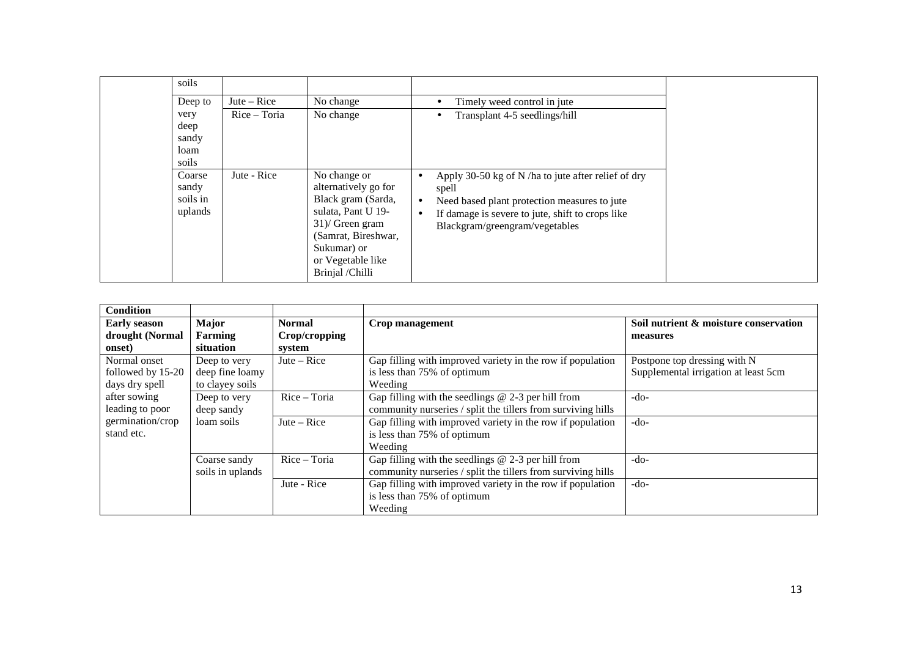|  | Major Farming situation | Normal Crop/cropping system | Change in crop/cropping system | Agronomic measures |  |
|---|---|---|---|---|---|
|  | soils |  |  |  |  |
|  | Deep to very deep sandy loam soils | Jute – Rice | No change | • Timely weed control in jute |  |
|  |  | Rice – Toria | No change | • Transplant 4-5 seedlings/hill |  |
|  | Coarse sandy soils in uplands | Jute - Rice | No change or alternatively go for Black gram (Sarda, sulata, Pant U 19-31)/ Green gram (Samrat, Bireshwar, Sukumar) or or Vegetable like Brinjal /Chilli | • Apply 30-50 kg of N /ha to jute after relief of dry spell<br>• Need based plant protection measures to jute<br>• If damage is severe to jute, shift to crops like Blackgram/greengram/vegetables |  |

| Condition |  |  |  |  |
|---|---|---|---|---|
| **Early season drought (Normal onset)** | **Major Farming situation** | **Normal Crop/cropping system** | **Crop management** | **Soil nutrient & moisture conservation measures** |
| Normal onset followed by 15-20 days dry spell after sowing leading to poor germination/crop stand etc. | Deep to very deep fine loamy to clayey soils | Jute – Rice | Gap filling with improved variety in the row if population is less than 75% of optimum<br>Weeding | Postpone top dressing with N<br>Supplemental irrigation at least 5cm |
|  | Deep to very deep sandy loam soils | Rice – Toria | Gap filling with the seedlings @ 2-3 per hill from community nurseries / split the tillers from surviving hills | -do- |
|  |  | Jute – Rice | Gap filling with improved variety in the row if population is less than 75% of optimum<br>Weeding | -do- |
|  | Coarse sandy soils in uplands | Rice – Toria | Gap filling with the seedlings @ 2-3 per hill from community nurseries / split the tillers from surviving hills | -do- |
|  |  | Jute - Rice | Gap filling with improved variety in the row if population is less than 75% of optimum<br>Weeding | -do- |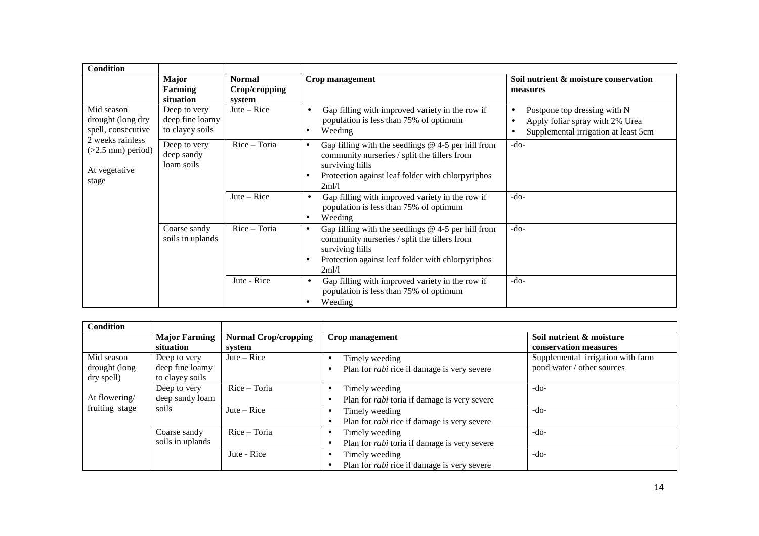| Condition | | | | |
|---|---|---|---|---|
| | Major Farming situation | Normal Crop/cropping system | Crop management | Soil nutrient & moisture conservation measures |
| Mid season drought (long dry spell, consecutive 2 weeks rainless (>2.5 mm) period)<br><br>At vegetative stage | Deep to very deep fine loamy to clayey soils | Jute – Rice | • Gap filling with improved variety in the row if population is less than 75% of optimum<br>• Weeding | • Postpone top dressing with N<br>• Apply foliar spray with 2% Urea<br>• Supplemental irrigation at least 5cm |
| | Deep to very deep sandy loam soils | Rice – Toria | • Gap filling with the seedlings @ 4-5 per hill from community nurseries / split the tillers from surviving hills<br>• Protection against leaf folder with chlorpyriphos 2ml/l | -do- |
| | | Jute – Rice | • Gap filling with improved variety in the row if population is less than 75% of optimum<br>• Weeding | -do- |
| | Coarse sandy soils in uplands | Rice – Toria | • Gap filling with the seedlings @ 4-5 per hill from community nurseries / split the tillers from surviving hills<br>• Protection against leaf folder with chlorpyriphos 2ml/l | -do- |
| | | Jute - Rice | • Gap filling with improved variety in the row if population is less than 75% of optimum<br>• Weeding | -do- |

| Condition | | | | |
|---|---|---|---|---|
| | Major Farming situation | Normal Crop/cropping system | Crop management | Soil nutrient & moisture conservation measures |
| Mid season drought (long dry spell)<br><br>At flowering/ fruiting stage | Deep to very deep fine loamy to clayey soils | Jute – Rice | • Timely weeding<br>• Plan for *rabi* rice if damage is very severe | Supplemental irrigation with farm pond water / other sources |
| | Deep to very deep sandy loam soils | Rice – Toria | • Timely weeding<br>• Plan for *rabi* toria if damage is very severe | -do- |
| | | Jute – Rice | • Timely weeding<br>• Plan for *rabi* rice if damage is very severe | -do- |
| | Coarse sandy soils in uplands | Rice – Toria | • Timely weeding<br>• Plan for *rabi* toria if damage is very severe | -do- |
| | | Jute - Rice | • Timely weeding<br>• Plan for *rabi* rice if damage is very severe | -do- |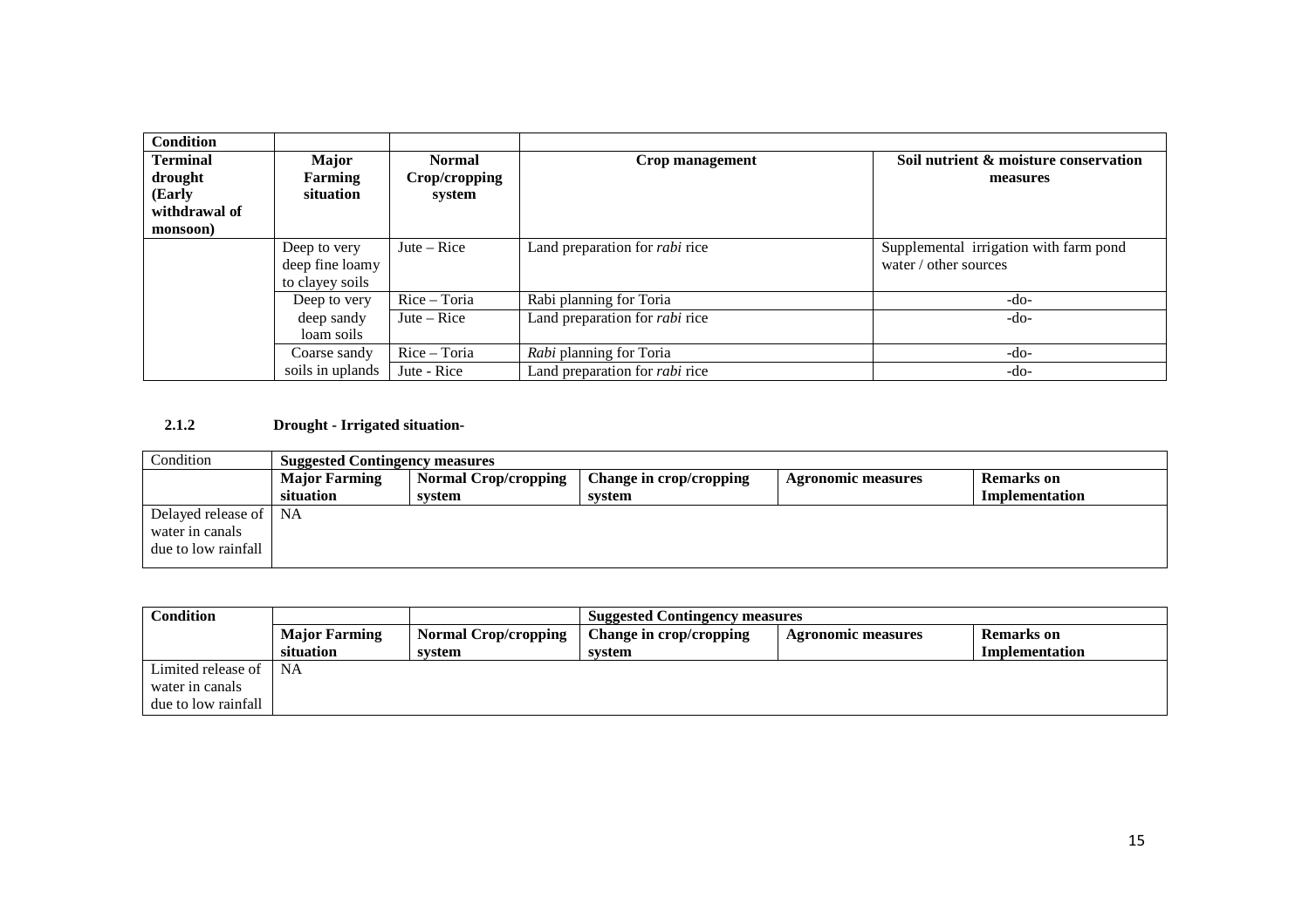| Condition | | | | |
|---|---|---|---|---|
| **Terminal drought (Early withdrawal of monsoon)** | **Major Farming situation** | **Normal Crop/cropping system** | **Crop management** | **Soil nutrient & moisture conservation measures** |
| | Deep to very deep fine loamy to clayey soils | Jute – Rice | Land preparation for *rabi* rice | Supplemental irrigation with farm pond water / other sources |
| | Deep to very deep sandy loam soils | Rice – Toria | Rabi planning for Toria | -do- |
| | | Jute – Rice | Land preparation for *rabi* rice | -do- |
| | Coarse sandy soils in uplands | Rice – Toria | *Rabi* planning for Toria | -do- |
| | | Jute - Rice | Land preparation for *rabi* rice | -do- |

**2.1.2 Drought - Irrigated situation-**

| Condition | Suggested Contingency measures | | | | |
|---|---|---|---|---|---|
| | **Major Farming situation** | **Normal Crop/cropping system** | **Change in crop/cropping system** | **Agronomic measures** | **Remarks on Implementation** |
| Delayed release of water in canals due to low rainfall | NA | | | | |

| **Condition** | | | **Suggested Contingency measures** | | |
|---|---|---|---|---|---|
| | **Major Farming situation** | **Normal Crop/cropping system** | **Change in crop/cropping system** | **Agronomic measures** | **Remarks on Implementation** |
| Limited release of water in canals due to low rainfall | NA | | | | |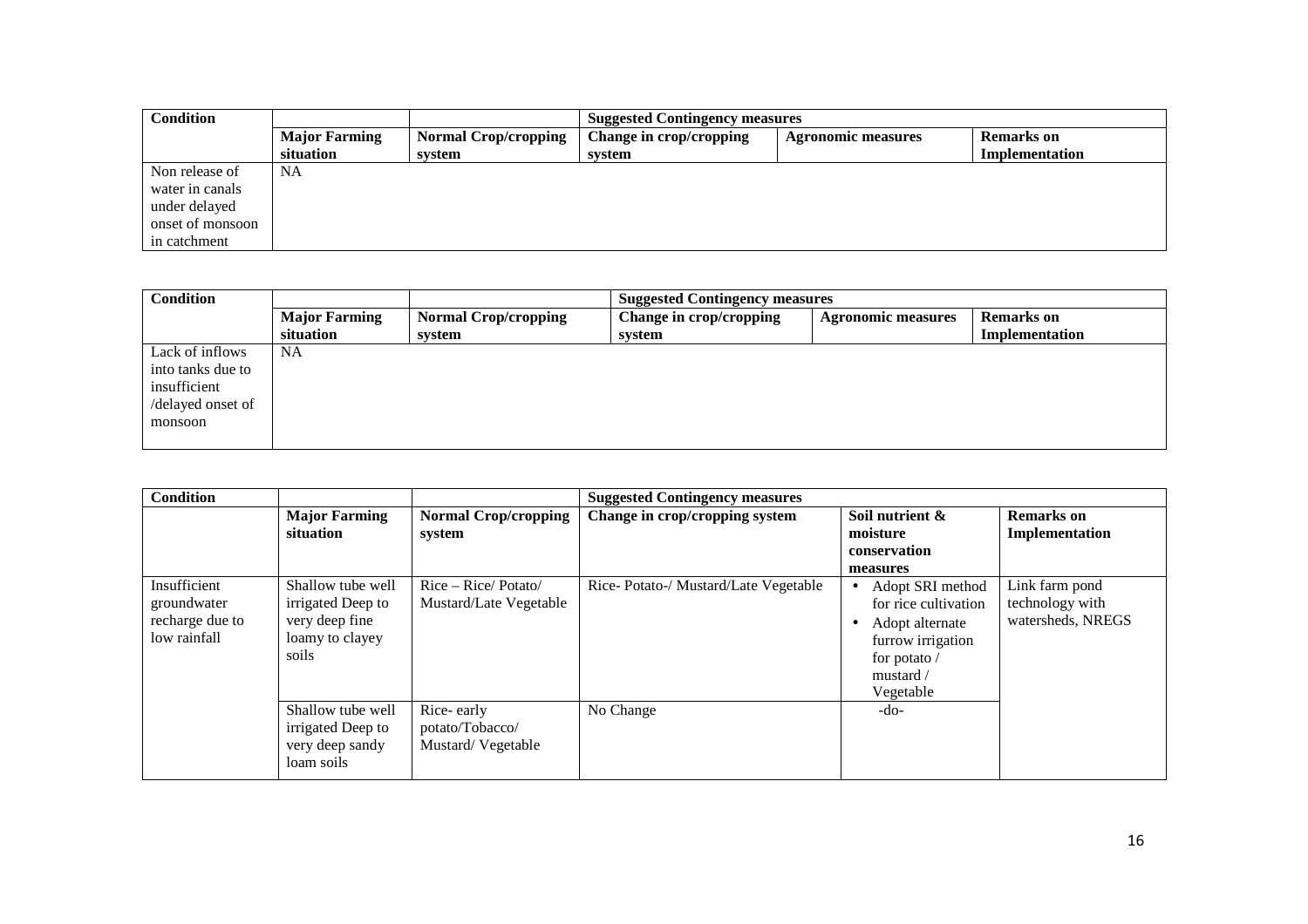| Condition | | | Suggested Contingency measures | | |
|---|---|---|---|---|---|
| | Major Farming situation | Normal Crop/cropping system | Change in crop/cropping system | Agronomic measures | Remarks on Implementation |
| Non release of water in canals under delayed onset of monsoon in catchment | NA | | | | |

| Condition | | | Suggested Contingency measures | | |
|---|---|---|---|---|---|
| | Major Farming situation | Normal Crop/cropping system | Change in crop/cropping system | Agronomic measures | Remarks on Implementation |
| Lack of inflows into tanks due to insufficient /delayed onset of monsoon | NA | | | | |

| Condition | | | Suggested Contingency measures | | |
|---|---|---|---|---|---|
| | Major Farming situation | Normal Crop/cropping system | Change in crop/cropping system | Soil nutrient & moisture conservation measures | Remarks on Implementation |
| Insufficient groundwater recharge due to low rainfall | Shallow tube well irrigated Deep to very deep fine loamy to clayey soils | Rice – Rice/ Potato/ Mustard/Late Vegetable | Rice- Potato-/ Mustard/Late Vegetable | • Adopt SRI method for rice cultivation<br>• Adopt alternate furrow irrigation for potato / mustard / Vegetable | Link farm pond technology with watersheds, NREGS |
| | Shallow tube well irrigated Deep to very deep sandy loam soils | Rice- early potato/Tobacco/ Mustard/ Vegetable | No Change | -do- | |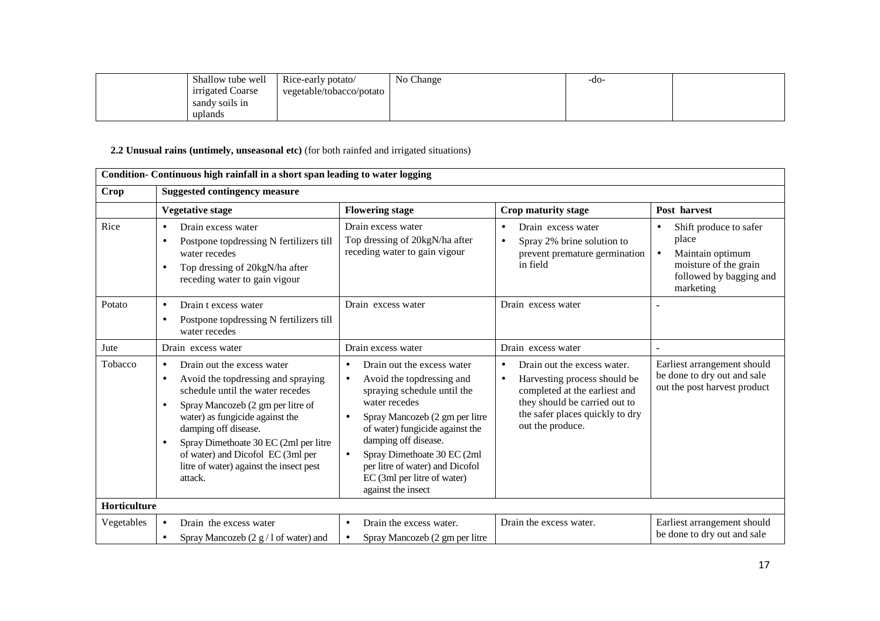| | Shallow tube well irrigated Coarse sandy soils in uplands | Rice-early potato/ vegetable/tobacco/potato | No Change | -do- | |
|---|---|---|---|---|---|

**2.2 Unusual rains (untimely, unseasonal etc)** (for both rainfed and irrigated situations)

| **Condition- Continuous high rainfall in a short span leading to water logging** | | | | |
|---|---|---|---|---|
| **Crop** | **Suggested contingency measure** | | | |
| | **Vegetative stage** | **Flowering stage** | **Crop maturity stage** | **Post harvest** |
| Rice | • Drain excess water<br>• Postpone topdressing N fertilizers till water recedes<br>• Top dressing of 20kgN/ha after receding water to gain vigour | Drain excess water<br>Top dressing of 20kgN/ha after receding water to gain vigour | • Drain excess water<br>• Spray 2% brine solution to prevent premature germination in field | • Shift produce to safer place<br>• Maintain optimum moisture of the grain followed by bagging and marketing |
| Potato | • Drain t excess water<br>• Postpone topdressing N fertilizers till water recedes | Drain excess water | Drain excess water | - |
| Jute | Drain excess water | Drain excess water | Drain excess water | - |
| Tobacco | • Drain out the excess water<br>• Avoid the topdressing and spraying schedule until the water recedes<br>• Spray Mancozeb (2 gm per litre of water) as fungicide against the damping off disease.<br>• Spray Dimethoate 30 EC (2ml per litre of water) and Dicofol EC (3ml per litre of water) against the insect pest attack. | • Drain out the excess water<br>• Avoid the topdressing and spraying schedule until the water recedes<br>• Spray Mancozeb (2 gm per litre of water) fungicide against the damping off disease.<br>• Spray Dimethoate 30 EC (2ml per litre of water) and Dicofol EC (3ml per litre of water) against the insect | • Drain out the excess water.<br>• Harvesting process should be completed at the earliest and they should be carried out to the safer places quickly to dry out the produce. | Earliest arrangement should be done to dry out and sale out the post harvest product |
| **Horticulture** | | | | |
| Vegetables | • Drain the excess water<br>• Spray Mancozeb (2 g / l of water) and | • Drain the excess water.<br>• Spray Mancozeb (2 gm per litre | Drain the excess water. | Earliest arrangement should be done to dry out and sale |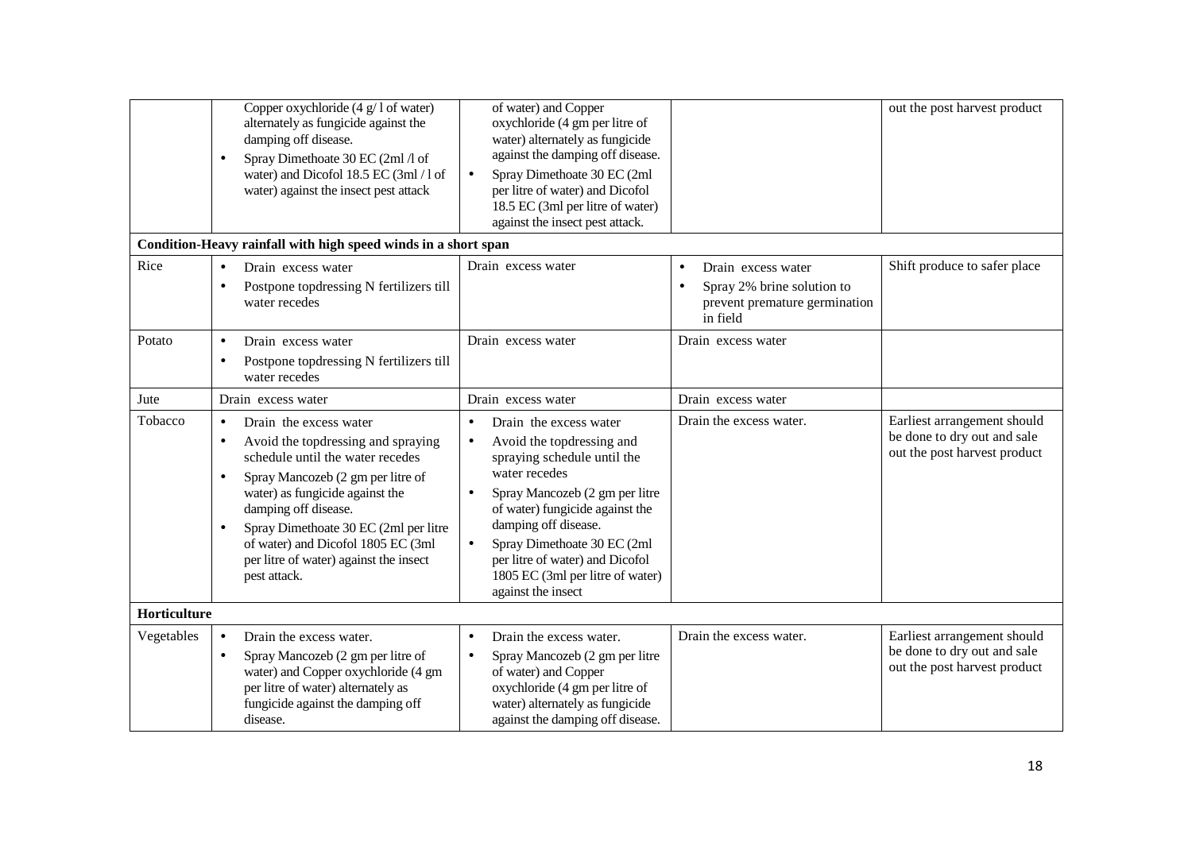| | | | | |
|---|---|---|---|---|
| | Copper oxychloride (4 g/ l of water) alternately as fungicide against the damping off disease.<br>• Spray Dimethoate 30 EC (2ml /l of water) and Dicofol 18.5 EC (3ml / l of water) against the insect pest attack | of water) and Copper oxychloride (4 gm per litre of water) alternately as fungicide against the damping off disease.<br>• Spray Dimethoate 30 EC (2ml per litre of water) and Dicofol 18.5 EC (3ml per litre of water) against the insect pest attack. | | out the post harvest product |
| **Condition-Heavy rainfall with high speed winds in a short span** | | | | |
| Rice | • Drain excess water<br>• Postpone topdressing N fertilizers till water recedes | Drain excess water | • Drain excess water<br>• Spray 2% brine solution to prevent premature germination in field | Shift produce to safer place |
| Potato | • Drain excess water<br>• Postpone topdressing N fertilizers till water recedes | Drain excess water | Drain excess water | |
| Jute | Drain excess water | Drain excess water | Drain excess water | |
| Tobacco | • Drain the excess water<br>• Avoid the topdressing and spraying schedule until the water recedes<br>• Spray Mancozeb (2 gm per litre of water) as fungicide against the damping off disease.<br>• Spray Dimethoate 30 EC (2ml per litre of water) and Dicofol 1805 EC (3ml per litre of water) against the insect pest attack. | • Drain the excess water<br>• Avoid the topdressing and spraying schedule until the water recedes<br>• Spray Mancozeb (2 gm per litre of water) fungicide against the damping off disease.<br>• Spray Dimethoate 30 EC (2ml per litre of water) and Dicofol 1805 EC (3ml per litre of water) against the insect | Drain the excess water. | Earliest arrangement should be done to dry out and sale out the post harvest product |
| **Horticulture** | | | | |
| Vegetables | • Drain the excess water.<br>• Spray Mancozeb (2 gm per litre of water) and Copper oxychloride (4 gm per litre of water) alternately as fungicide against the damping off disease. | • Drain the excess water.<br>• Spray Mancozeb (2 gm per litre of water) and Copper oxychloride (4 gm per litre of water) alternately as fungicide against the damping off disease. | Drain the excess water. | Earliest arrangement should be done to dry out and sale out the post harvest product |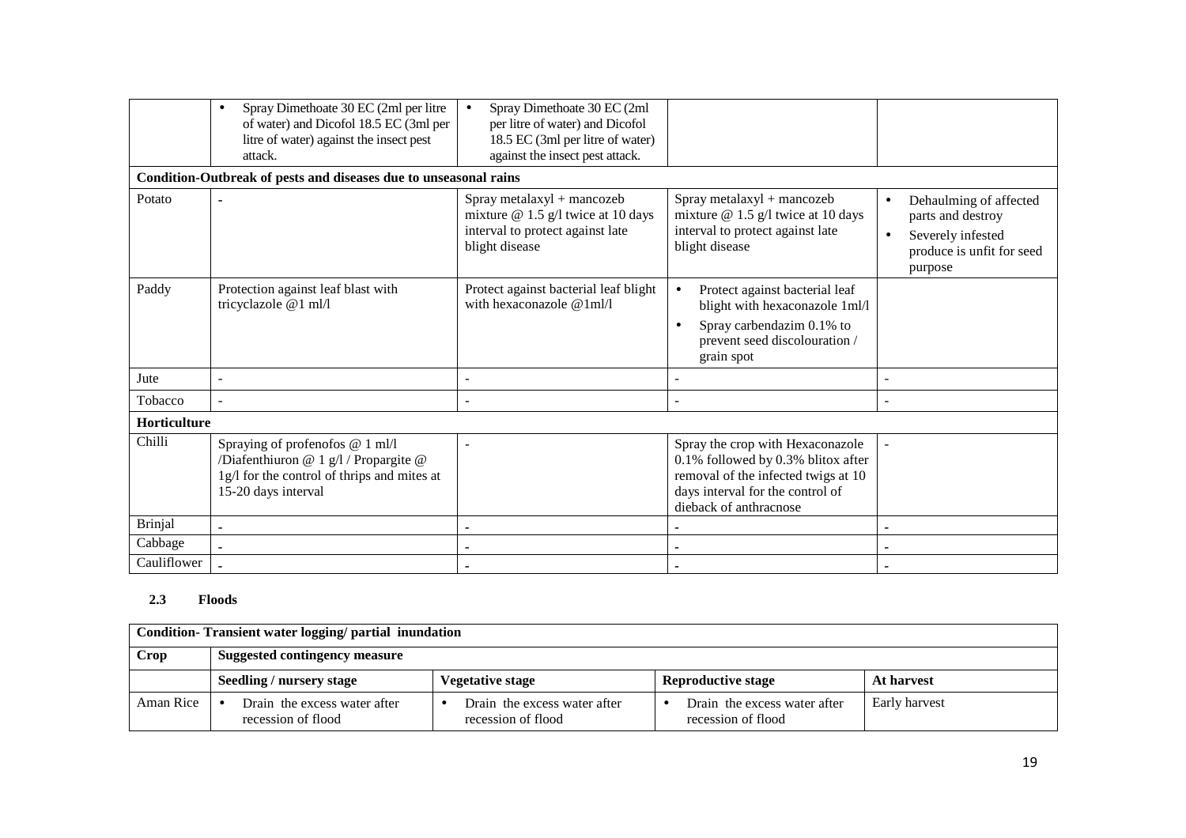| | Seedling / nursery stage | Vegetative stage | Reproductive stage | At harvest |
|---|---|---|---|---|
| | • Spray Dimethoate 30 EC (2ml per litre of water) and Dicofol 18.5 EC (3ml per litre of water) against the insect pest attack. | • Spray Dimethoate 30 EC (2ml per litre of water) and Dicofol 18.5 EC (3ml per litre of water) against the insect pest attack. | | |
| **Condition-Outbreak of pests and diseases due to unseasonal rains** | | | | |
| Potato | - | Spray metalaxyl + mancozeb mixture @ 1.5 g/l twice at 10 days interval to protect against late blight disease | Spray metalaxyl + mancozeb mixture @ 1.5 g/l twice at 10 days interval to protect against late blight disease | • Dehaulming of affected parts and destroy<br>• Severely infested produce is unfit for seed purpose |
| Paddy | Protection against leaf blast with tricyclazole @1 ml/l | Protect against bacterial leaf blight with hexaconazole @1ml/l | • Protect against bacterial leaf blight with hexaconazole 1ml/l<br>• Spray carbendazim 0.1% to prevent seed discolouration / grain spot | |
| Jute | - | - | - | - |
| Tobacco | - | - | - | - |
| **Horticulture** | | | | |
| Chilli | Spraying of profenofos @ 1 ml/l /Diafenthiuron @ 1 g/l / Propargite @ 1g/l for the control of thrips and mites at 15-20 days interval | - | Spray the crop with Hexaconazole 0.1% followed by 0.3% blitox after removal of the infected twigs at 10 days interval for the control of dieback of anthracnose | - |
| Brinjal | - | - | - | - |
| Cabbage | - | - | - | - |
| Cauliflower | - | - | - | - |

### 2.3 Floods

| **Condition- Transient water logging/ partial inundation** | | | | |
|---|---|---|---|---|
| **Crop** | **Suggested contingency measure** | | | |
| | **Seedling / nursery stage** | **Vegetative stage** | **Reproductive stage** | **At harvest** |
| Aman Rice | • Drain the excess water after recession of flood | • Drain the excess water after recession of flood | • Drain the excess water after recession of flood | Early harvest |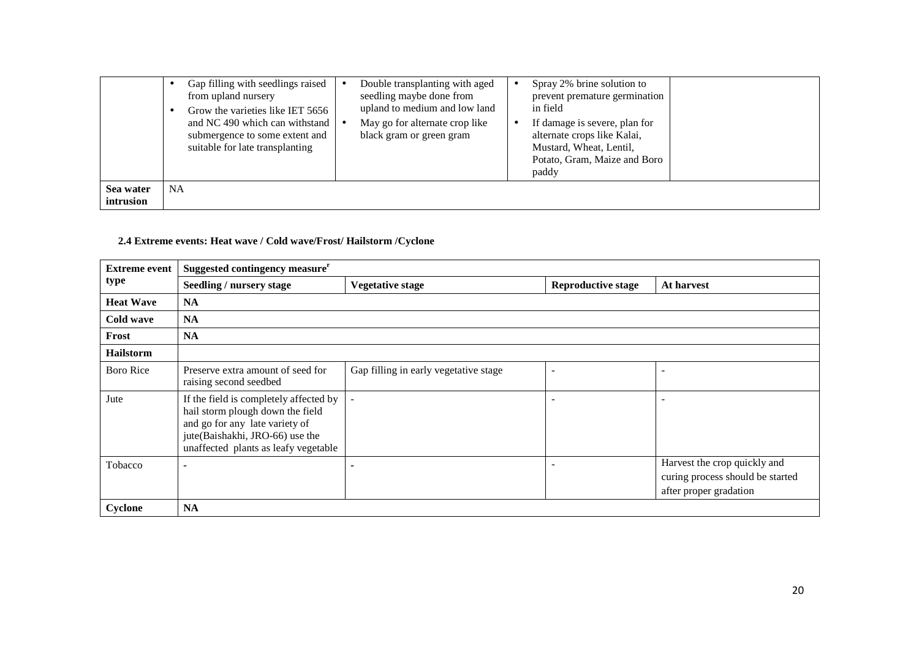|  | • Gap filling with seedlings raised from upland nursery<br>• Grow the varieties like IET 5656 and NC 490 which can withstand submergence to some extent and suitable for late transplanting | • Double transplanting with aged seedling maybe done from upland to medium and low land<br>• May go for alternate crop like black gram or green gram | • Spray 2% brine solution to prevent premature germination in field<br>• If damage is severe, plan for alternate crops like Kalai, Mustard, Wheat, Lentil, Potato, Gram, Maize and Boro paddy |  |
|---|---|---|---|---|
| **Sea water intrusion** | NA | | | |

### 2.4 Extreme events: Heat wave / Cold wave/Frost/ Hailstorm /Cyclone

| **Extreme event type** | **Suggested contingency measure**[r] | | | |
|---|---|---|---|---|
| | **Seedling / nursery stage** | **Vegetative stage** | **Reproductive stage** | **At harvest** |
| **Heat Wave** | **NA** | | | |
| **Cold wave** | **NA** | | | |
| **Frost** | **NA** | | | |
| **Hailstorm** | | | | |
| Boro Rice | Preserve extra amount of seed for raising second seedbed | Gap filling in early vegetative stage | - | - |
| Jute | If the field is completely affected by hail storm plough down the field and go for any late variety of jute(Baishakhi, JRO-66) use the unaffected plants as leafy vegetable | - | - | - |
| Tobacco | - | - | - | Harvest the crop quickly and curing process should be started after proper gradation |
| **Cyclone** | **NA** | | | |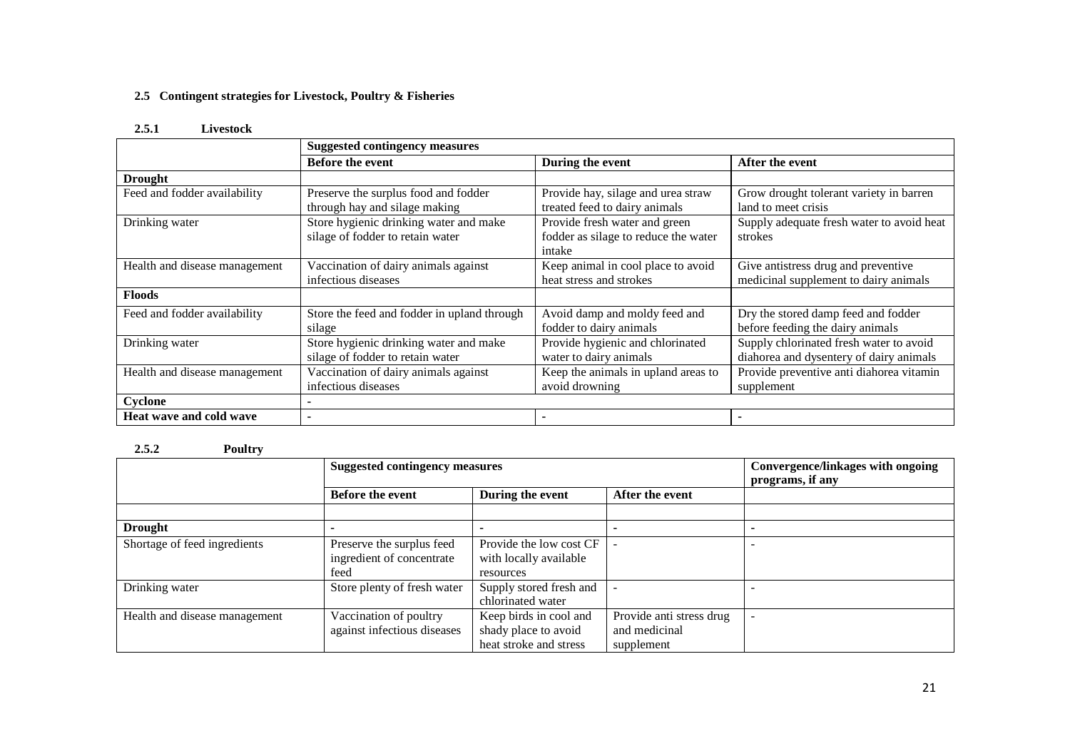### 2.5 Contingent strategies for Livestock, Poultry & Fisheries

#### 2.5.1 Livestock

| | Suggested contingency measures | | |
|---|---|---|---|
| | **Before the event** | **During the event** | **After the event** |
| **Drought** | | | |
| Feed and fodder availability | Preserve the surplus food and fodder through hay and silage making | Provide hay, silage and urea straw treated feed to dairy animals | Grow drought tolerant variety in barren land to meet crisis |
| Drinking water | Store hygienic drinking water and make silage of fodder to retain water | Provide fresh water and green fodder as silage to reduce the water intake | Supply adequate fresh water to avoid heat strokes |
| Health and disease management | Vaccination of dairy animals against infectious diseases | Keep animal in cool place to avoid heat stress and strokes | Give antistress drug and preventive medicinal supplement to dairy animals |
| **Floods** | | | |
| Feed and fodder availability | Store the feed and fodder in upland through silage | Avoid damp and moldy feed and fodder to dairy animals | Dry the stored damp feed and fodder before feeding the dairy animals |
| Drinking water | Store hygienic drinking water and make silage of fodder to retain water | Provide hygienic and chlorinated water to dairy animals | Supply chlorinated fresh water to avoid diahorea and dysentery of dairy animals |
| Health and disease management | Vaccination of dairy animals against infectious diseases | Keep the animals in upland areas to avoid drowning | Provide preventive anti diahorea vitamin supplement |
| **Cyclone** | - | | |
| **Heat wave and cold wave** | - | - | - |

#### 2.5.2 Poultry

| | Suggested contingency measures | | | Convergence/linkages with ongoing programs, if any |
|---|---|---|---|---|
| | **Before the event** | **During the event** | **After the event** | |
| | | | | |
| **Drought** | - | - | - | - |
| Shortage of feed ingredients | Preserve the surplus feed ingredient of concentrate feed | Provide the low cost CF with locally available resources | - | - |
| Drinking water | Store plenty of fresh water | Supply stored fresh and chlorinated water | - | - |
| Health and disease management | Vaccination of poultry against infectious diseases | Keep birds in cool and shady place to avoid heat stroke and stress | Provide anti stress drug and medicinal supplement | - |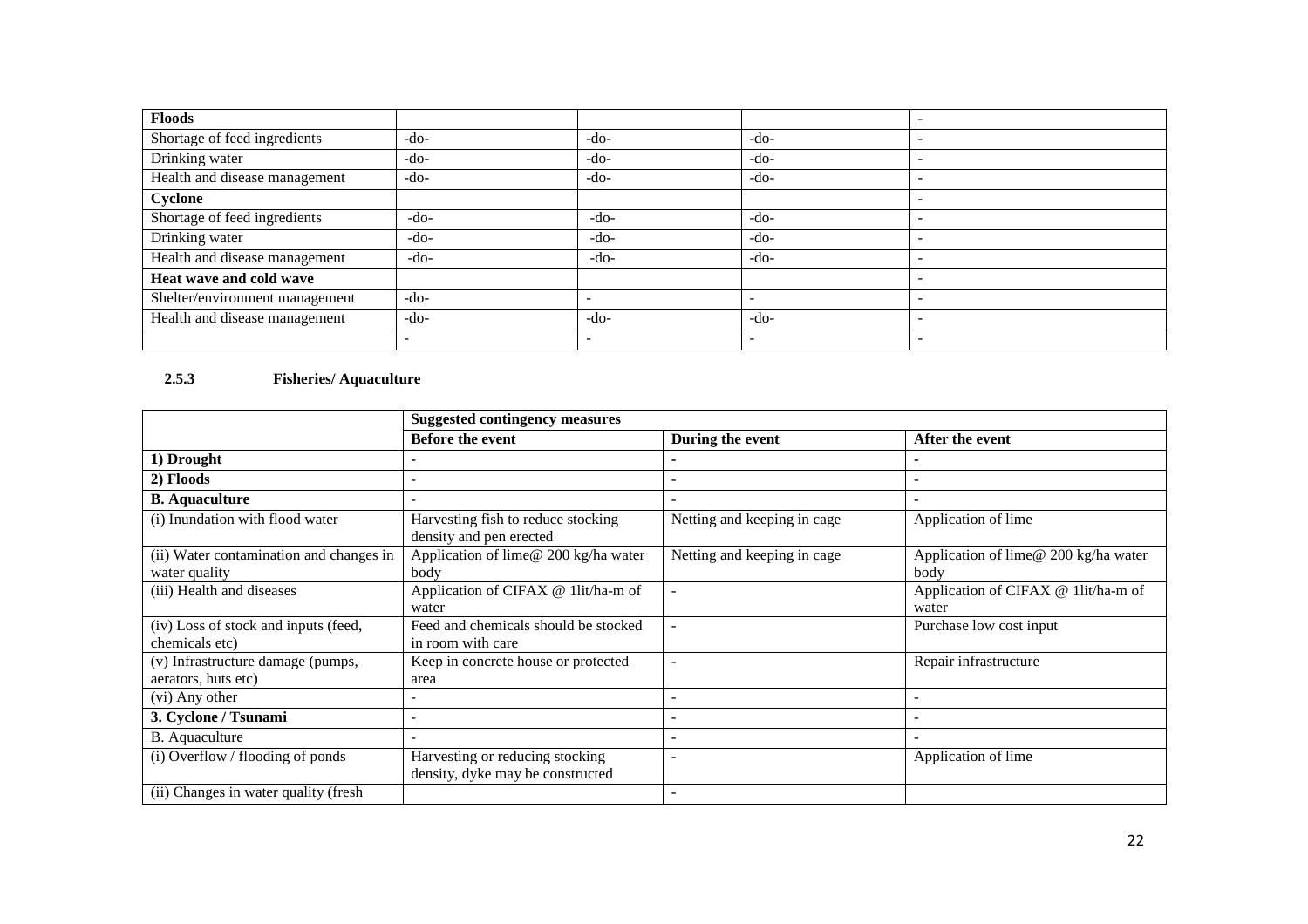| Floods | | | | - |
|---|---|---|---|---|
| Shortage of feed ingredients | -do- | -do- | -do- | - |
| Drinking water | -do- | -do- | -do- | - |
| Health and disease management | -do- | -do- | -do- | - |
| **Cyclone** | | | | - |
| Shortage of feed ingredients | -do- | -do- | -do- | - |
| Drinking water | -do- | -do- | -do- | - |
| Health and disease management | -do- | -do- | -do- | - |
| **Heat wave and cold wave** | | | | - |
| Shelter/environment management | -do- | - | - | - |
| Health and disease management | -do- | -do- | -do- | - |
| | - | - | - | - |

### 2.5.3 Fisheries/ Aquaculture

| | Suggested contingency measures | | |
|---|---|---|---|
| | **Before the event** | **During the event** | **After the event** |
| **1) Drought** | - | - | - |
| **2) Floods** | - | - | - |
| **B. Aquaculture** | - | - | - |
| (i) Inundation with flood water | Harvesting fish to reduce stocking density and pen erected | Netting and keeping in cage | Application of lime |
| (ii) Water contamination and changes in water quality | Application of lime@ 200 kg/ha water body | Netting and keeping in cage | Application of lime@ 200 kg/ha water body |
| (iii) Health and diseases | Application of CIFAX @ 1lit/ha-m of water | - | Application of CIFAX @ 1lit/ha-m of water |
| (iv) Loss of stock and inputs (feed, chemicals etc) | Feed and chemicals should be stocked in room with care | - | Purchase low cost input |
| (v) Infrastructure damage (pumps, aerators, huts etc) | Keep in concrete house or protected area | - | Repair infrastructure |
| (vi) Any other | - | - | - |
| **3. Cyclone / Tsunami** | - | - | - |
| B. Aquaculture | - | - | - |
| (i) Overflow / flooding of ponds | Harvesting or reducing stocking density, dyke may be constructed | - | Application of lime |
| (ii) Changes in water quality (fresh | | - | |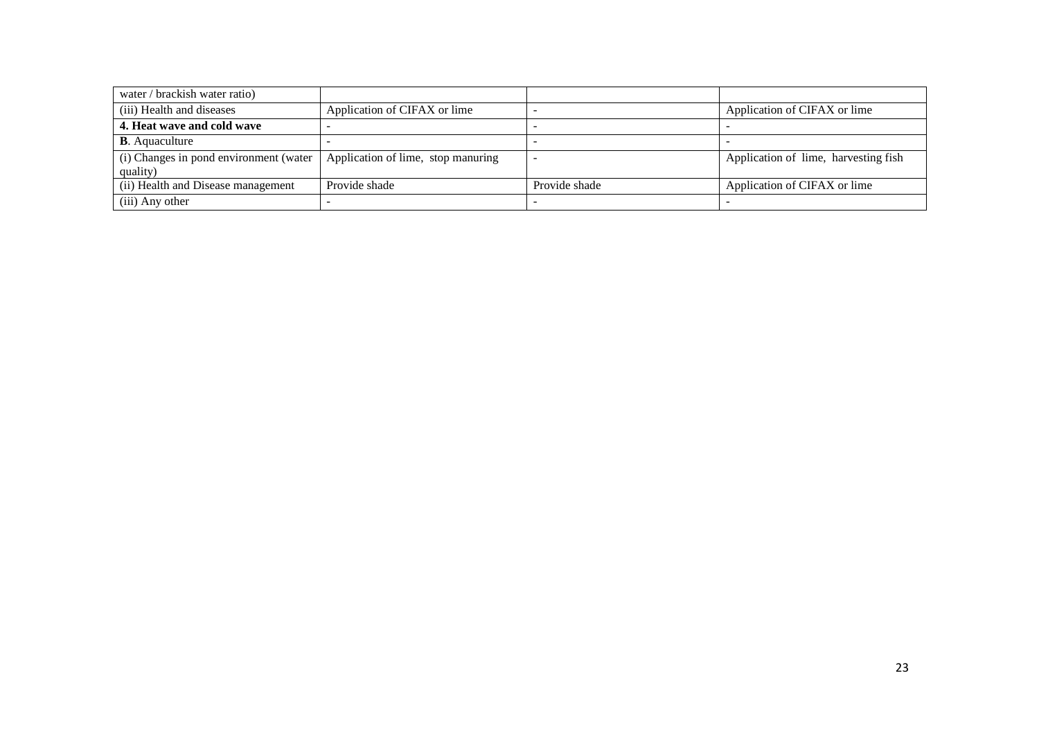| | | | |
|---|---|---|---|
| water / brackish water ratio) | | | |
| (iii) Health and diseases | Application of CIFAX or lime | - | Application of CIFAX or lime |
| **4. Heat wave and cold wave** | - | - | - |
| **B**. Aquaculture | - | - | - |
| (i) Changes in pond environment (water quality) | Application of lime, stop manuring | - | Application of lime, harvesting fish |
| (ii) Health and Disease management | Provide shade | Provide shade | Application of CIFAX or lime |
| (iii) Any other | - | - | - |